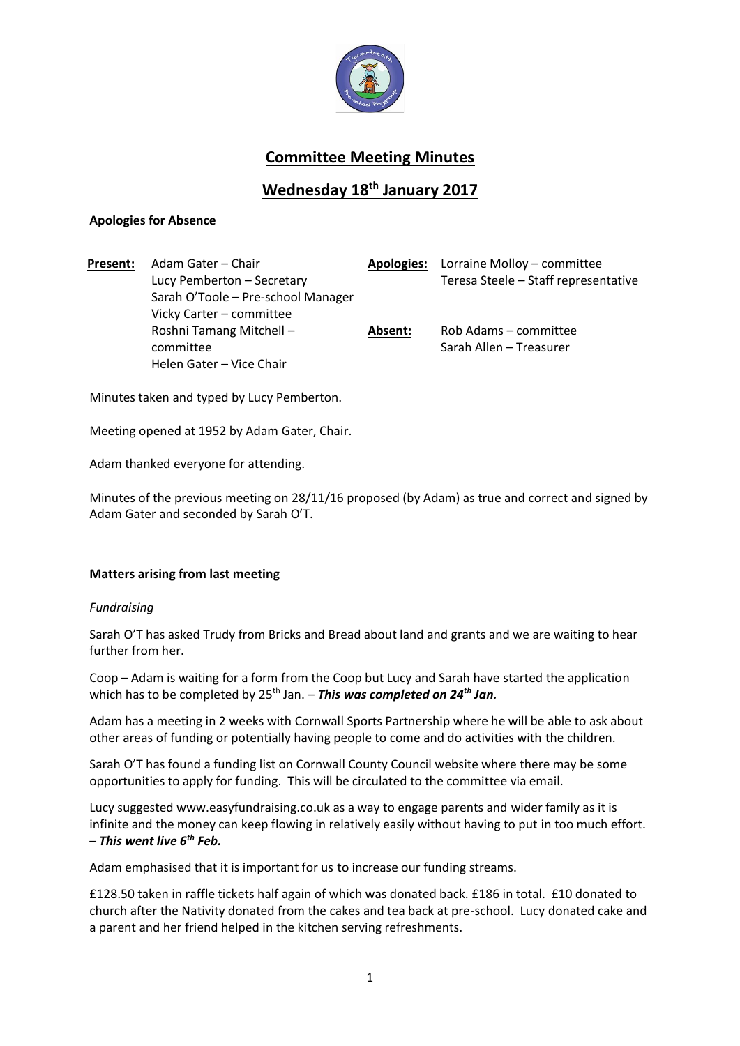# Committee Meeting Minutes

## Wednesday 18th January 2017

**Apologies for Absence**

| **Present:** | | **Apologies:** | |
|---|---|---|---|
| | Adam Gater – Chair | | Lorraine Molloy – committee |
| | Lucy Pemberton – Secretary | | Teresa Steele – Staff representative |
| | Sarah O'Toole – Pre-school Manager | | |
| | Vicky Carter – committee | | |
| | Roshni Tamang Mitchell – committee | **Absent:** | Rob Adams – committee |
| | Helen Gater – Vice Chair | | Sarah Allen – Treasurer |

Minutes taken and typed by Lucy Pemberton.

Meeting opened at 1952 by Adam Gater, Chair.

Adam thanked everyone for attending.

Minutes of the previous meeting on 28/11/16 proposed (by Adam) as true and correct and signed by Adam Gater and seconded by Sarah O'T.

**Matters arising from last meeting**

*Fundraising*

Sarah O'T has asked Trudy from Bricks and Bread about land and grants and we are waiting to hear further from her.

Coop – Adam is waiting for a form from the Coop but Lucy and Sarah have started the application which has to be completed by 25th Jan. – ***This was completed on 24th Jan.***

Adam has a meeting in 2 weeks with Cornwall Sports Partnership where he will be able to ask about other areas of funding or potentially having people to come and do activities with the children.

Sarah O'T has found a funding list on Cornwall County Council website where there may be some opportunities to apply for funding. This will be circulated to the committee via email.

Lucy suggested www.easyfundraising.co.uk as a way to engage parents and wider family as it is infinite and the money can keep flowing in relatively easily without having to put in too much effort. – ***This went live 6th Feb.***

Adam emphasised that it is important for us to increase our funding streams.

£128.50 taken in raffle tickets half again of which was donated back. £186 in total. £10 donated to church after the Nativity donated from the cakes and tea back at pre-school. Lucy donated cake and a parent and her friend helped in the kitchen serving refreshments.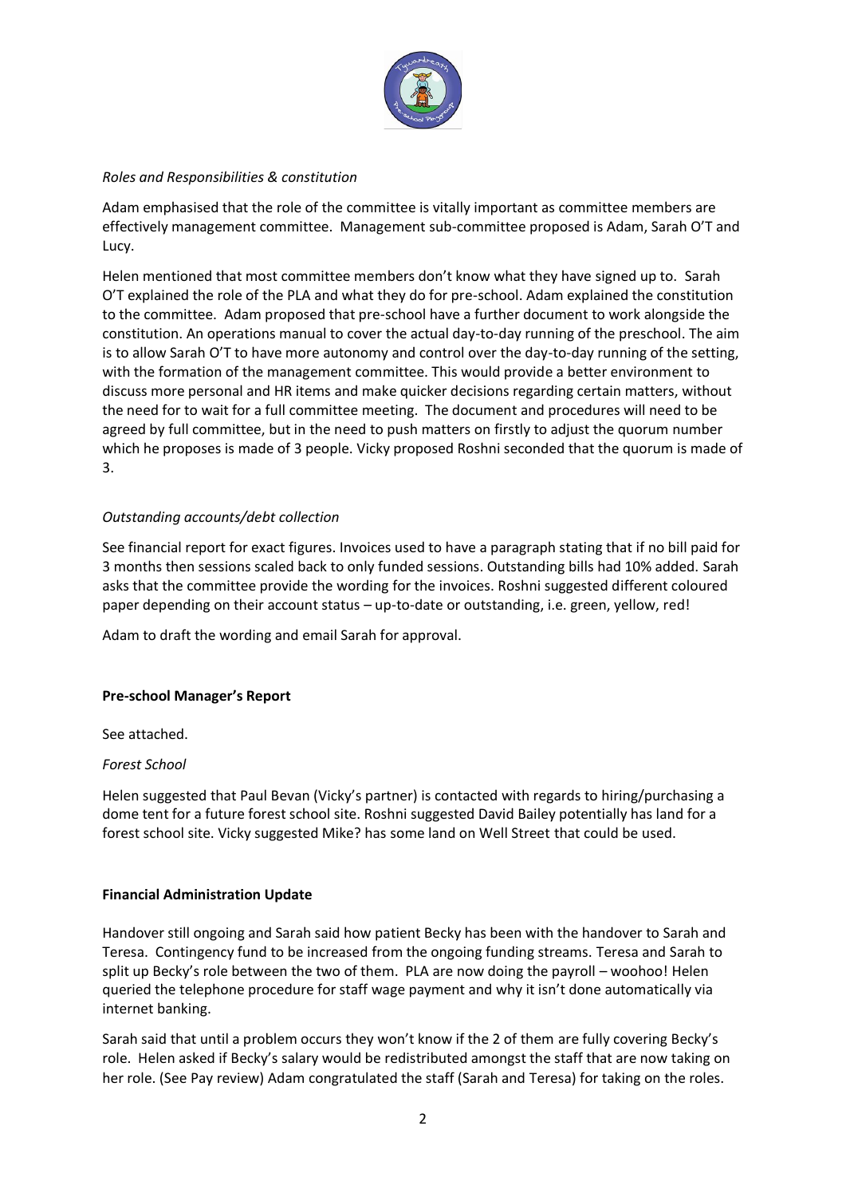*Roles and Responsibilities & constitution*

Adam emphasised that the role of the committee is vitally important as committee members are effectively management committee. Management sub-committee proposed is Adam, Sarah O'T and Lucy.

Helen mentioned that most committee members don't know what they have signed up to. Sarah O'T explained the role of the PLA and what they do for pre-school. Adam explained the constitution to the committee. Adam proposed that pre-school have a further document to work alongside the constitution. An operations manual to cover the actual day-to-day running of the preschool. The aim is to allow Sarah O'T to have more autonomy and control over the day-to-day running of the setting, with the formation of the management committee. This would provide a better environment to discuss more personal and HR items and make quicker decisions regarding certain matters, without the need for to wait for a full committee meeting. The document and procedures will need to be agreed by full committee, but in the need to push matters on firstly to adjust the quorum number which he proposes is made of 3 people. Vicky proposed Roshni seconded that the quorum is made of 3.

*Outstanding accounts/debt collection*

See financial report for exact figures. Invoices used to have a paragraph stating that if no bill paid for 3 months then sessions scaled back to only funded sessions. Outstanding bills had 10% added. Sarah asks that the committee provide the wording for the invoices. Roshni suggested different coloured paper depending on their account status – up-to-date or outstanding, i.e. green, yellow, red!

Adam to draft the wording and email Sarah for approval.

**Pre-school Manager's Report**

See attached.

*Forest School*

Helen suggested that Paul Bevan (Vicky's partner) is contacted with regards to hiring/purchasing a dome tent for a future forest school site. Roshni suggested David Bailey potentially has land for a forest school site. Vicky suggested Mike? has some land on Well Street that could be used.

**Financial Administration Update**

Handover still ongoing and Sarah said how patient Becky has been with the handover to Sarah and Teresa. Contingency fund to be increased from the ongoing funding streams. Teresa and Sarah to split up Becky's role between the two of them. PLA are now doing the payroll – woohoo! Helen queried the telephone procedure for staff wage payment and why it isn't done automatically via internet banking.

Sarah said that until a problem occurs they won't know if the 2 of them are fully covering Becky's role. Helen asked if Becky's salary would be redistributed amongst the staff that are now taking on her role. (See Pay review) Adam congratulated the staff (Sarah and Teresa) for taking on the roles.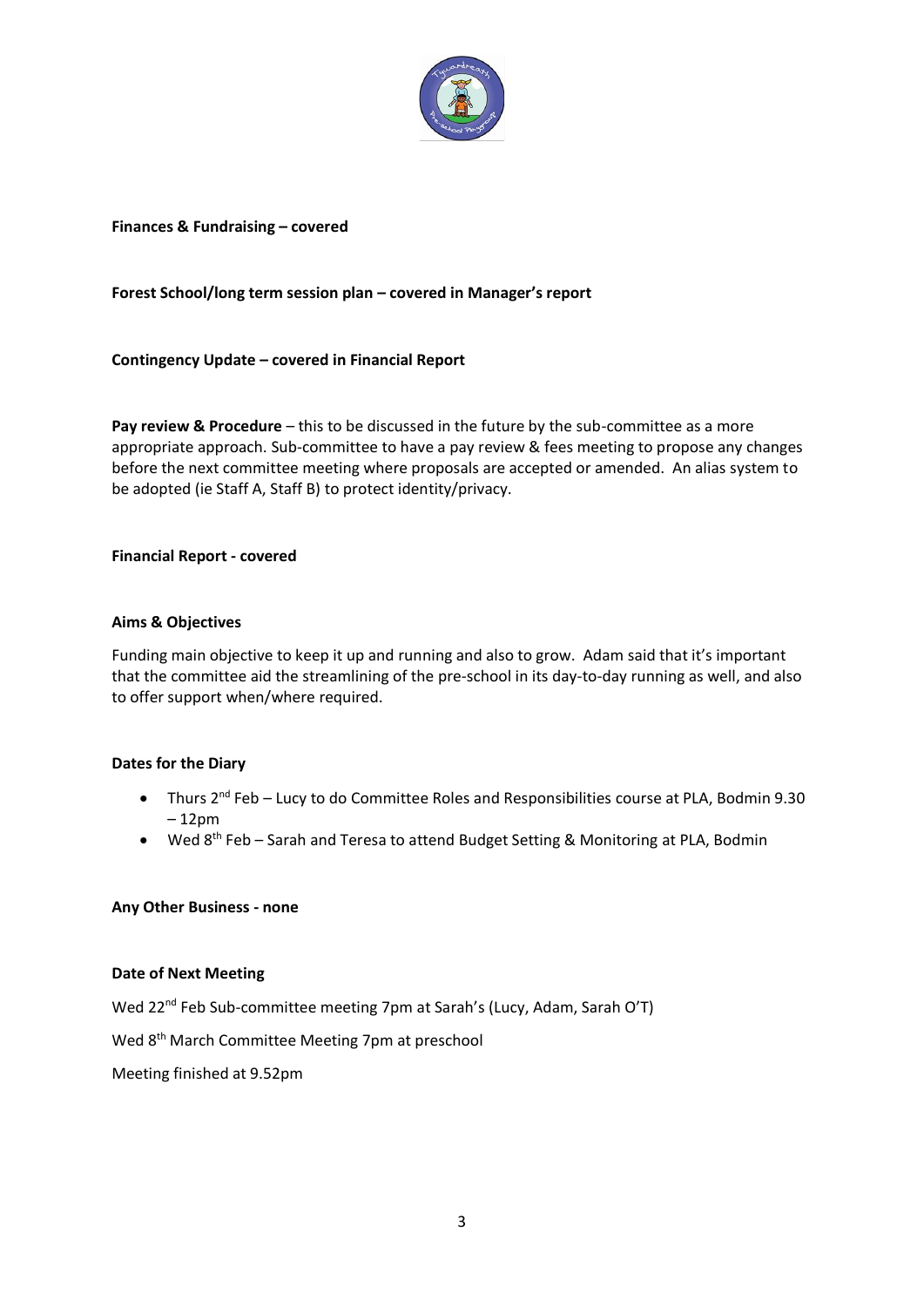**Finances & Fundraising – covered**

**Forest School/long term session plan – covered in Manager's report**

**Contingency Update – covered in Financial Report**

**Pay review & Procedure** – this to be discussed in the future by the sub-committee as a more appropriate approach. Sub-committee to have a pay review & fees meeting to propose any changes before the next committee meeting where proposals are accepted or amended. An alias system to be adopted (ie Staff A, Staff B) to protect identity/privacy.

**Financial Report - covered**

**Aims & Objectives**

Funding main objective to keep it up and running and also to grow. Adam said that it's important that the committee aid the streamlining of the pre-school in its day-to-day running as well, and also to offer support when/where required.

**Dates for the Diary**

- Thurs 2nd Feb – Lucy to do Committee Roles and Responsibilities course at PLA, Bodmin 9.30 – 12pm
- Wed 8th Feb – Sarah and Teresa to attend Budget Setting & Monitoring at PLA, Bodmin

**Any Other Business - none**

**Date of Next Meeting**

Wed 22nd Feb Sub-committee meeting 7pm at Sarah's (Lucy, Adam, Sarah O'T)

Wed 8th March Committee Meeting 7pm at preschool

Meeting finished at 9.52pm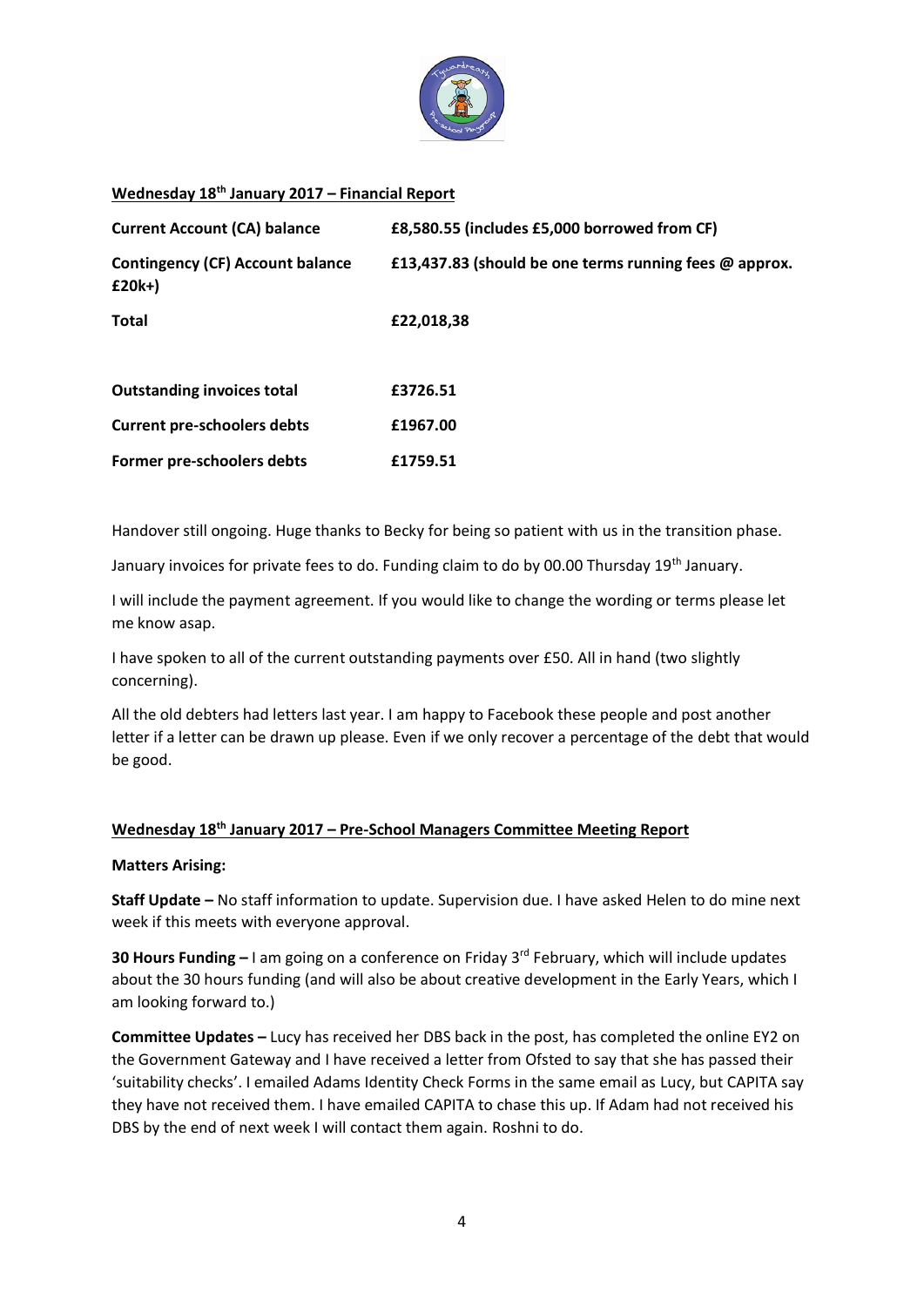## Wednesday 18th January 2017 – Financial Report

| | |
|---|---|
| **Current Account (CA) balance** | **£8,580.55 (includes £5,000 borrowed from CF)** |
| **Contingency (CF) Account balance £20k+)** | **£13,437.83 (should be one terms running fees @ approx.** |
| **Total** | **£22,018,38** |
| | |
| **Outstanding invoices total** | **£3726.51** |
| **Current pre-schoolers debts** | **£1967.00** |
| **Former pre-schoolers debts** | **£1759.51** |

Handover still ongoing. Huge thanks to Becky for being so patient with us in the transition phase.

January invoices for private fees to do. Funding claim to do by 00.00 Thursday 19th January.

I will include the payment agreement. If you would like to change the wording or terms please let me know asap.

I have spoken to all of the current outstanding payments over £50. All in hand (two slightly concerning).

All the old debters had letters last year. I am happy to Facebook these people and post another letter if a letter can be drawn up please. Even if we only recover a percentage of the debt that would be good.

## Wednesday 18th January 2017 – Pre-School Managers Committee Meeting Report

**Matters Arising:**

**Staff Update –** No staff information to update. Supervision due. I have asked Helen to do mine next week if this meets with everyone approval.

**30 Hours Funding –** I am going on a conference on Friday 3rd February, which will include updates about the 30 hours funding (and will also be about creative development in the Early Years, which I am looking forward to.)

**Committee Updates –** Lucy has received her DBS back in the post, has completed the online EY2 on the Government Gateway and I have received a letter from Ofsted to say that she has passed their 'suitability checks'. I emailed Adams Identity Check Forms in the same email as Lucy, but CAPITA say they have not received them. I have emailed CAPITA to chase this up. If Adam had not received his DBS by the end of next week I will contact them again. Roshni to do.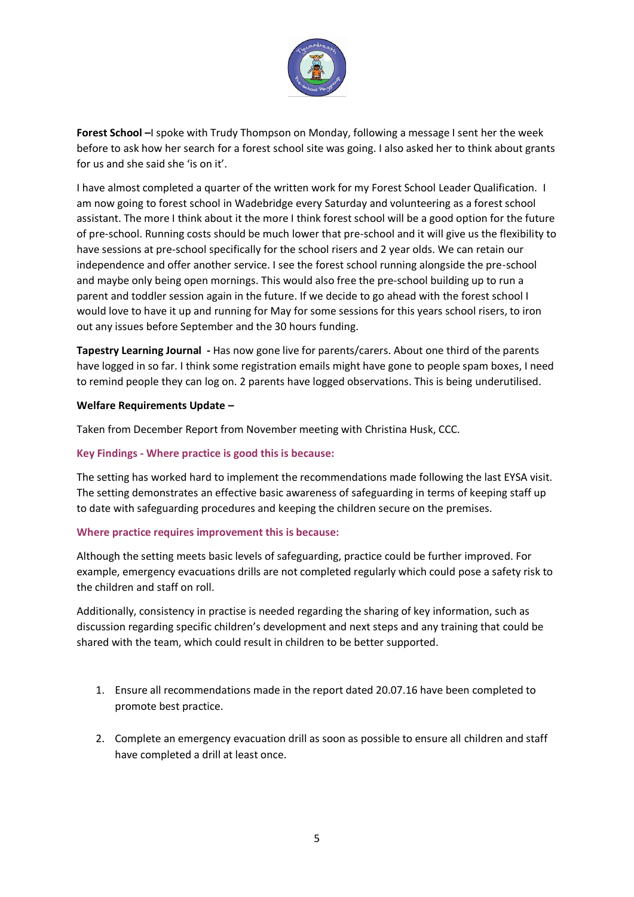**Forest School –**I spoke with Trudy Thompson on Monday, following a message I sent her the week before to ask how her search for a forest school site was going. I also asked her to think about grants for us and she said she 'is on it'.

I have almost completed a quarter of the written work for my Forest School Leader Qualification. I am now going to forest school in Wadebridge every Saturday and volunteering as a forest school assistant. The more I think about it the more I think forest school will be a good option for the future of pre-school. Running costs should be much lower that pre-school and it will give us the flexibility to have sessions at pre-school specifically for the school risers and 2 year olds. We can retain our independence and offer another service. I see the forest school running alongside the pre-school and maybe only being open mornings. This would also free the pre-school building up to run a parent and toddler session again in the future. If we decide to go ahead with the forest school I would love to have it up and running for May for some sessions for this years school risers, to iron out any issues before September and the 30 hours funding.

**Tapestry Learning Journal -** Has now gone live for parents/carers. About one third of the parents have logged in so far. I think some registration emails might have gone to people spam boxes, I need to remind people they can log on. 2 parents have logged observations. This is being underutilised.

**Welfare Requirements Update –**

Taken from December Report from November meeting with Christina Husk, CCC.

**Key Findings - Where practice is good this is because:**

The setting has worked hard to implement the recommendations made following the last EYSA visit. The setting demonstrates an effective basic awareness of safeguarding in terms of keeping staff up to date with safeguarding procedures and keeping the children secure on the premises.

**Where practice requires improvement this is because:**

Although the setting meets basic levels of safeguarding, practice could be further improved. For example, emergency evacuations drills are not completed regularly which could pose a safety risk to the children and staff on roll.

Additionally, consistency in practise is needed regarding the sharing of key information, such as discussion regarding specific children's development and next steps and any training that could be shared with the team, which could result in children to be better supported.

1. Ensure all recommendations made in the report dated 20.07.16 have been completed to promote best practice.
2. Complete an emergency evacuation drill as soon as possible to ensure all children and staff have completed a drill at least once.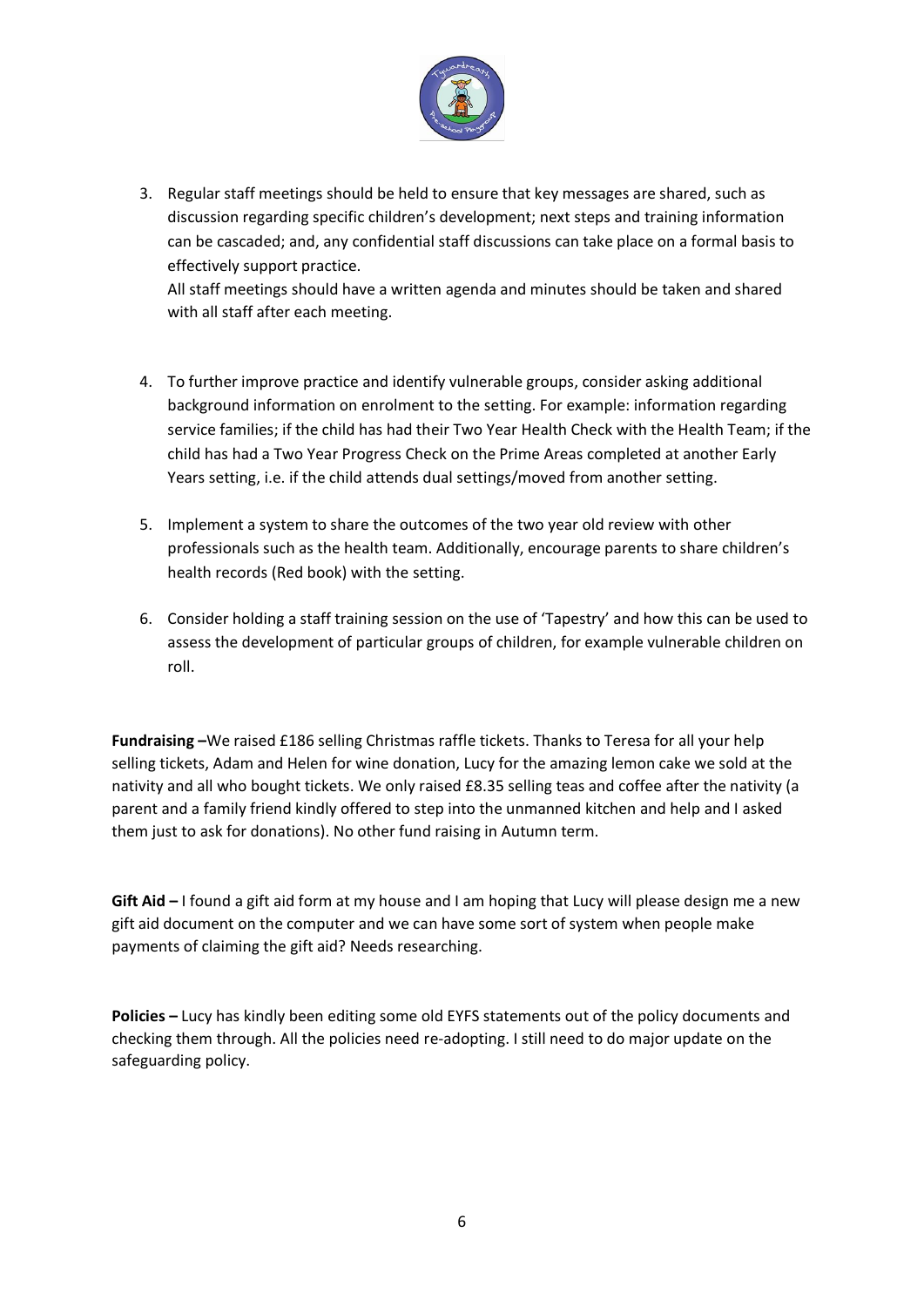3. Regular staff meetings should be held to ensure that key messages are shared, such as discussion regarding specific children's development; next steps and training information can be cascaded; and, any confidential staff discussions can take place on a formal basis to effectively support practice.
   All staff meetings should have a written agenda and minutes should be taken and shared with all staff after each meeting.

4. To further improve practice and identify vulnerable groups, consider asking additional background information on enrolment to the setting. For example: information regarding service families; if the child has had their Two Year Health Check with the Health Team; if the child has had a Two Year Progress Check on the Prime Areas completed at another Early Years setting, i.e. if the child attends dual settings/moved from another setting.

5. Implement a system to share the outcomes of the two year old review with other professionals such as the health team. Additionally, encourage parents to share children's health records (Red book) with the setting.

6. Consider holding a staff training session on the use of 'Tapestry' and how this can be used to assess the development of particular groups of children, for example vulnerable children on roll.

**Fundraising –**We raised £186 selling Christmas raffle tickets. Thanks to Teresa for all your help selling tickets, Adam and Helen for wine donation, Lucy for the amazing lemon cake we sold at the nativity and all who bought tickets. We only raised £8.35 selling teas and coffee after the nativity (a parent and a family friend kindly offered to step into the unmanned kitchen and help and I asked them just to ask for donations). No other fund raising in Autumn term.

**Gift Aid –** I found a gift aid form at my house and I am hoping that Lucy will please design me a new gift aid document on the computer and we can have some sort of system when people make payments of claiming the gift aid? Needs researching.

**Policies –** Lucy has kindly been editing some old EYFS statements out of the policy documents and checking them through. All the policies need re-adopting. I still need to do major update on the safeguarding policy.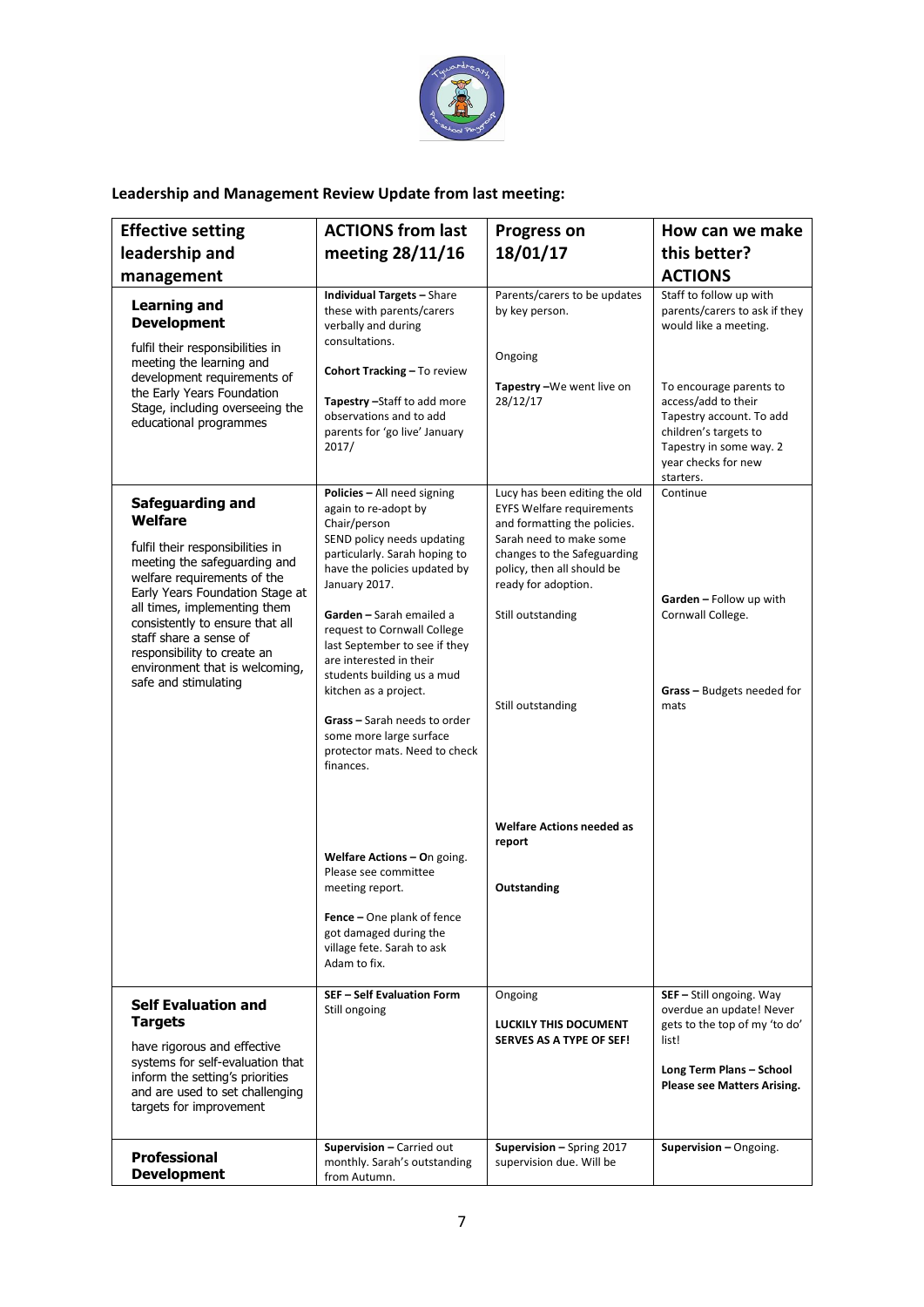## Leadership and Management Review Update from last meeting:

| Effective setting leadership and management | ACTIONS from last meeting 28/11/16 | Progress on 18/01/17 | How can we make this better? ACTIONS |
|---|---|---|---|
| **Learning and Development**<br><br>fulfil their responsibilities in meeting the learning and development requirements of the Early Years Foundation Stage, including overseeing the educational programmes | **Individual Targets –** Share these with parents/carers verbally and during consultations.<br><br>**Cohort Tracking –** To review<br><br>**Tapestry –**Staff to add more observations and to add parents for 'go live' January 2017/ | Parents/carers to be updates by key person.<br><br>Ongoing<br><br>**Tapestry –**We went live on 28/12/17 | Staff to follow up with parents/carers to ask if they would like a meeting.<br><br>To encourage parents to access/add to their Tapestry account. To add children's targets to Tapestry in some way. 2 year checks for new starters. |
| **Safeguarding and Welfare**<br><br>fulfil their responsibilities in meeting the safeguarding and welfare requirements of the Early Years Foundation Stage at all times, implementing them consistently to ensure that all staff share a sense of responsibility to create an environment that is welcoming, safe and stimulating | **Policies –** All need signing again to re-adopt by Chair/person<br>SEND policy needs updating particularly. Sarah hoping to have the policies updated by January 2017.<br><br>**Garden –** Sarah emailed a request to Cornwall College last September to see if they are interested in their students building us a mud kitchen as a project.<br><br>**Grass –** Sarah needs to order some more large surface protector mats. Need to check finances.<br><br>**Welfare Actions – O**n going. Please see committee meeting report.<br><br>**Fence –** One plank of fence got damaged during the village fete. Sarah to ask Adam to fix. | Lucy has been editing the old EYFS Welfare requirements and formatting the policies. Sarah need to make some changes to the Safeguarding policy, then all should be ready for adoption.<br><br>Still outstanding<br><br>Still outstanding<br><br>**Welfare Actions needed as report**<br><br>**Outstanding** | Continue<br><br>**Garden –** Follow up with Cornwall College.<br><br>**Grass –** Budgets needed for mats |
| **Self Evaluation and Targets**<br><br>have rigorous and effective systems for self-evaluation that inform the setting's priorities and are used to set challenging targets for improvement | **SEF – Self Evaluation Form** Still ongoing | Ongoing<br><br>**LUCKILY THIS DOCUMENT SERVES AS A TYPE OF SEF!** | **SEF –** Still ongoing. Way overdue an update! Never gets to the top of my 'to do' list!<br><br>**Long Term Plans – School Please see Matters Arising.** |
| **Professional Development** | **Supervision –** Carried out monthly. Sarah's outstanding from Autumn. | **Supervision –** Spring 2017 supervision due. Will be | **Supervision –** Ongoing. |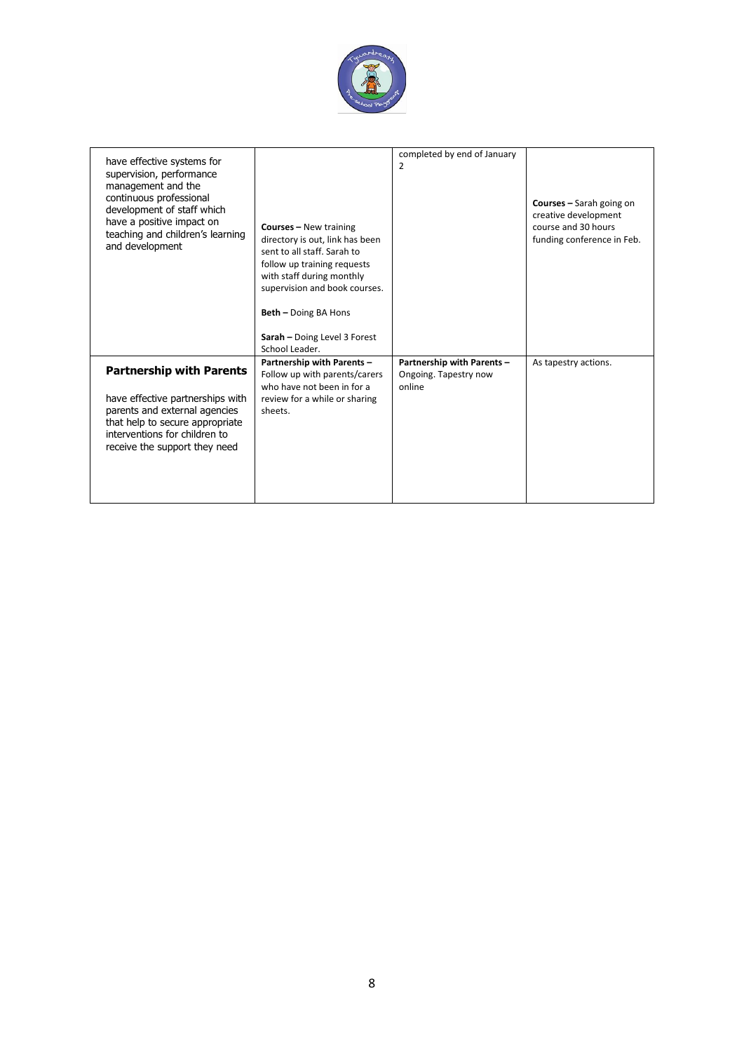| | | | |
|---|---|---|---|
| have effective systems for supervision, performance management and the continuous professional development of staff which have a positive impact on teaching and children's learning and development | **Courses –** New training directory is out, link has been sent to all staff. Sarah to follow up training requests with staff during monthly supervision and book courses.<br><br>**Beth –** Doing BA Hons<br><br>**Sarah –** Doing Level 3 Forest School Leader. | completed by end of January 2 | **Courses –** Sarah going on creative development course and 30 hours funding conference in Feb. |
| **Partnership with Parents**<br><br>have effective partnerships with parents and external agencies that help to secure appropriate interventions for children to receive the support they need | **Partnership with Parents –** Follow up with parents/carers who have not been in for a review for a while or sharing sheets. | **Partnership with Parents –** Ongoing. Tapestry now online | As tapestry actions. |